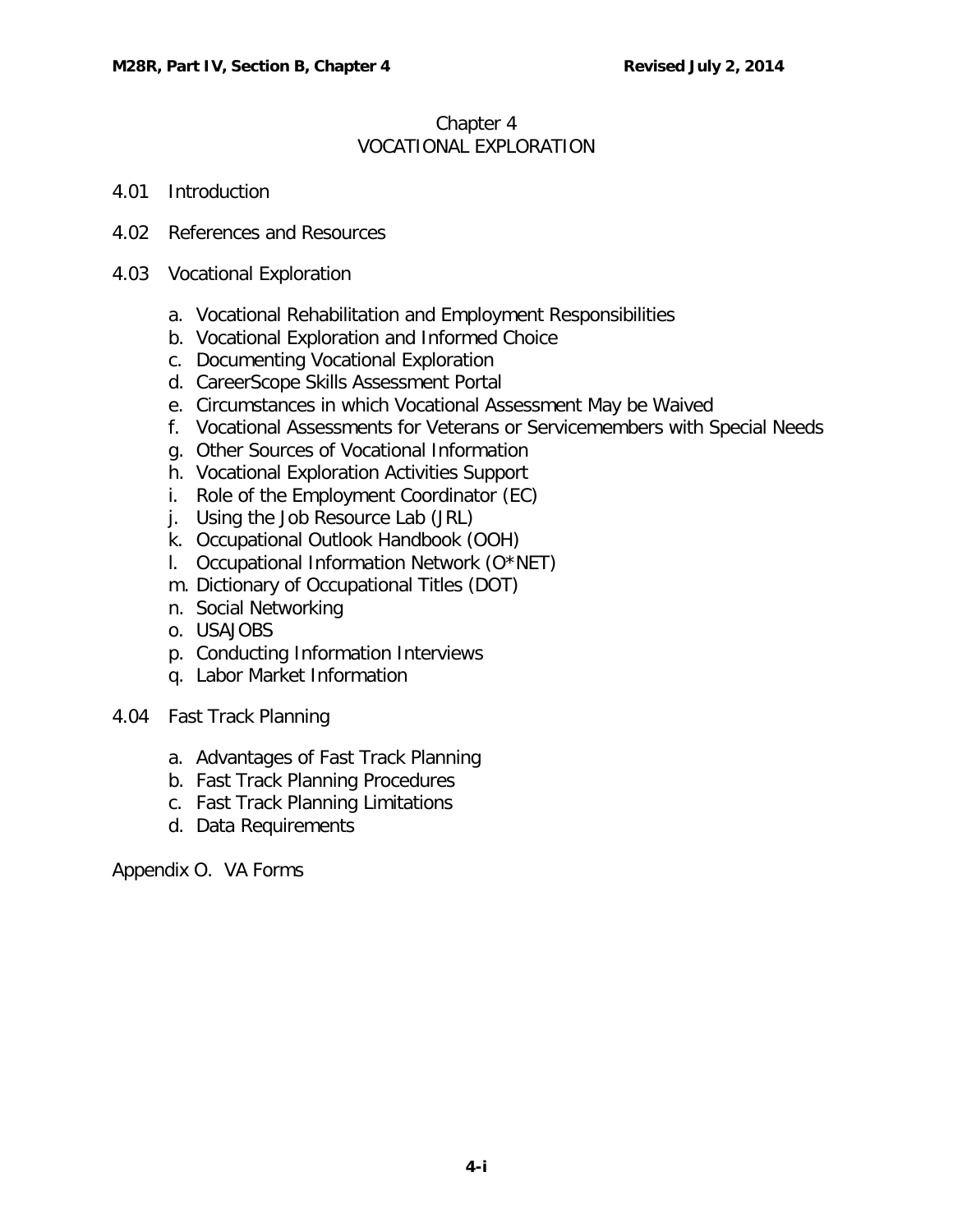# Chapter 4
# VOCATIONAL EXPLORATION

4.01 Introduction

4.02 References and Resources

4.03 Vocational Exploration

a. Vocational Rehabilitation and Employment Responsibilities
b. Vocational Exploration and Informed Choice
c. Documenting Vocational Exploration
d. CareerScope Skills Assessment Portal
e. Circumstances in which Vocational Assessment May be Waived
f. Vocational Assessments for Veterans or Servicemembers with Special Needs
g. Other Sources of Vocational Information
h. Vocational Exploration Activities Support
i. Role of the Employment Coordinator (EC)
j. Using the Job Resource Lab (JRL)
k. Occupational Outlook Handbook (OOH)
l. Occupational Information Network (O*NET)
m. Dictionary of Occupational Titles (DOT)
n. Social Networking
o. USAJOBS
p. Conducting Information Interviews
q. Labor Market Information

4.04 Fast Track Planning

a. Advantages of Fast Track Planning
b. Fast Track Planning Procedures
c. Fast Track Planning Limitations
d. Data Requirements

Appendix O. VA Forms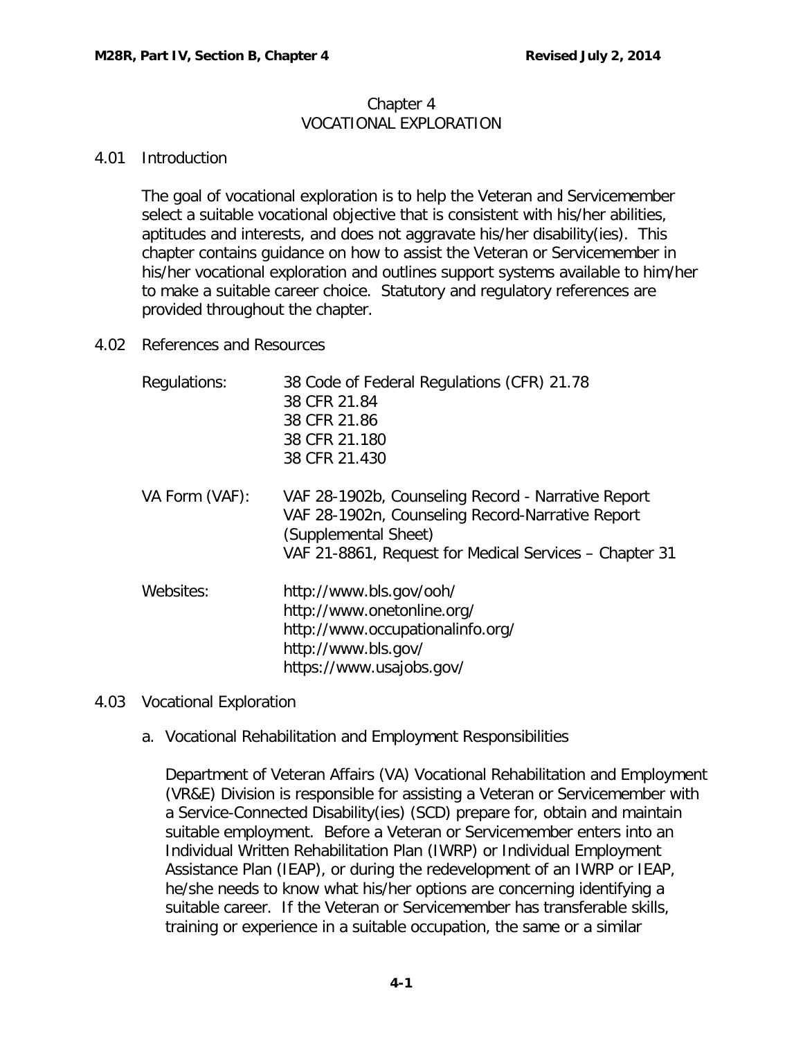# Chapter 4
# VOCATIONAL EXPLORATION

## 4.01 Introduction

The goal of vocational exploration is to help the Veteran and Servicemember select a suitable vocational objective that is consistent with his/her abilities, aptitudes and interests, and does not aggravate his/her disability(ies). This chapter contains guidance on how to assist the Veteran or Servicemember in his/her vocational exploration and outlines support systems available to him/her to make a suitable career choice. Statutory and regulatory references are provided throughout the chapter.

## 4.02 References and Resources

| | |
|---|---|
| Regulations: | 38 Code of Federal Regulations (CFR) 21.78<br>38 CFR 21.84<br>38 CFR 21.86<br>38 CFR 21.180<br>38 CFR 21.430 |
| VA Form (VAF): | VAF 28-1902b, Counseling Record - Narrative Report<br>VAF 28-1902n, Counseling Record-Narrative Report (Supplemental Sheet)<br>VAF 21-8861, Request for Medical Services – Chapter 31 |
| Websites: | http://www.bls.gov/ooh/<br>http://www.onetonline.org/<br>http://www.occupationalinfo.org/<br>http://www.bls.gov/<br>https://www.usajobs.gov/ |

## 4.03 Vocational Exploration

a. Vocational Rehabilitation and Employment Responsibilities

Department of Veteran Affairs (VA) Vocational Rehabilitation and Employment (VR&E) Division is responsible for assisting a Veteran or Servicemember with a Service-Connected Disability(ies) (SCD) prepare for, obtain and maintain suitable employment. Before a Veteran or Servicemember enters into an Individual Written Rehabilitation Plan (IWRP) or Individual Employment Assistance Plan (IEAP), or during the redevelopment of an IWRP or IEAP, he/she needs to know what his/her options are concerning identifying a suitable career. If the Veteran or Servicemember has transferable skills, training or experience in a suitable occupation, the same or a similar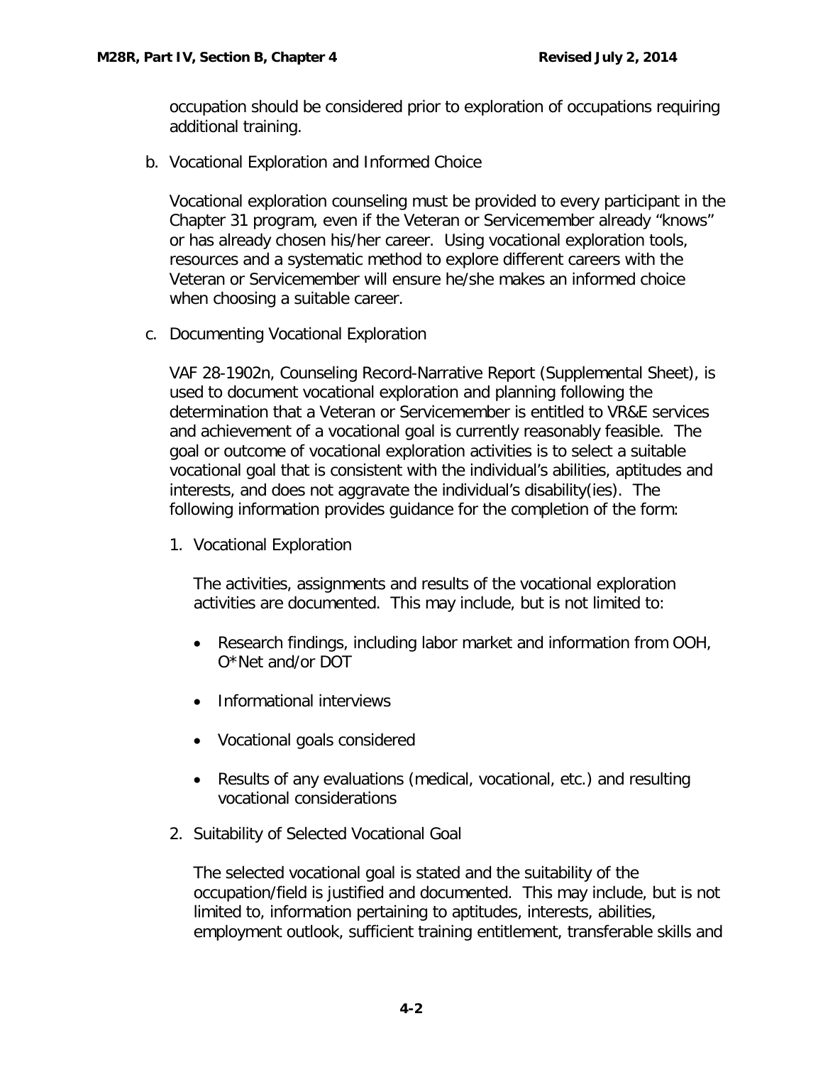occupation should be considered prior to exploration of occupations requiring additional training.

b. Vocational Exploration and Informed Choice

Vocational exploration counseling must be provided to every participant in the Chapter 31 program, even if the Veteran or Servicemember already "knows" or has already chosen his/her career. Using vocational exploration tools, resources and a systematic method to explore different careers with the Veteran or Servicemember will ensure he/she makes an informed choice when choosing a suitable career.

c. Documenting Vocational Exploration

VAF 28-1902n, Counseling Record-Narrative Report (Supplemental Sheet), is used to document vocational exploration and planning following the determination that a Veteran or Servicemember is entitled to VR&E services and achievement of a vocational goal is currently reasonably feasible. The goal or outcome of vocational exploration activities is to select a suitable vocational goal that is consistent with the individual's abilities, aptitudes and interests, and does not aggravate the individual's disability(ies). The following information provides guidance for the completion of the form:

1. Vocational Exploration

   The activities, assignments and results of the vocational exploration activities are documented. This may include, but is not limited to:

   - Research findings, including labor market and information from OOH, O*Net and/or DOT
   - Informational interviews
   - Vocational goals considered
   - Results of any evaluations (medical, vocational, etc.) and resulting vocational considerations

2. Suitability of Selected Vocational Goal

   The selected vocational goal is stated and the suitability of the occupation/field is justified and documented. This may include, but is not limited to, information pertaining to aptitudes, interests, abilities, employment outlook, sufficient training entitlement, transferable skills and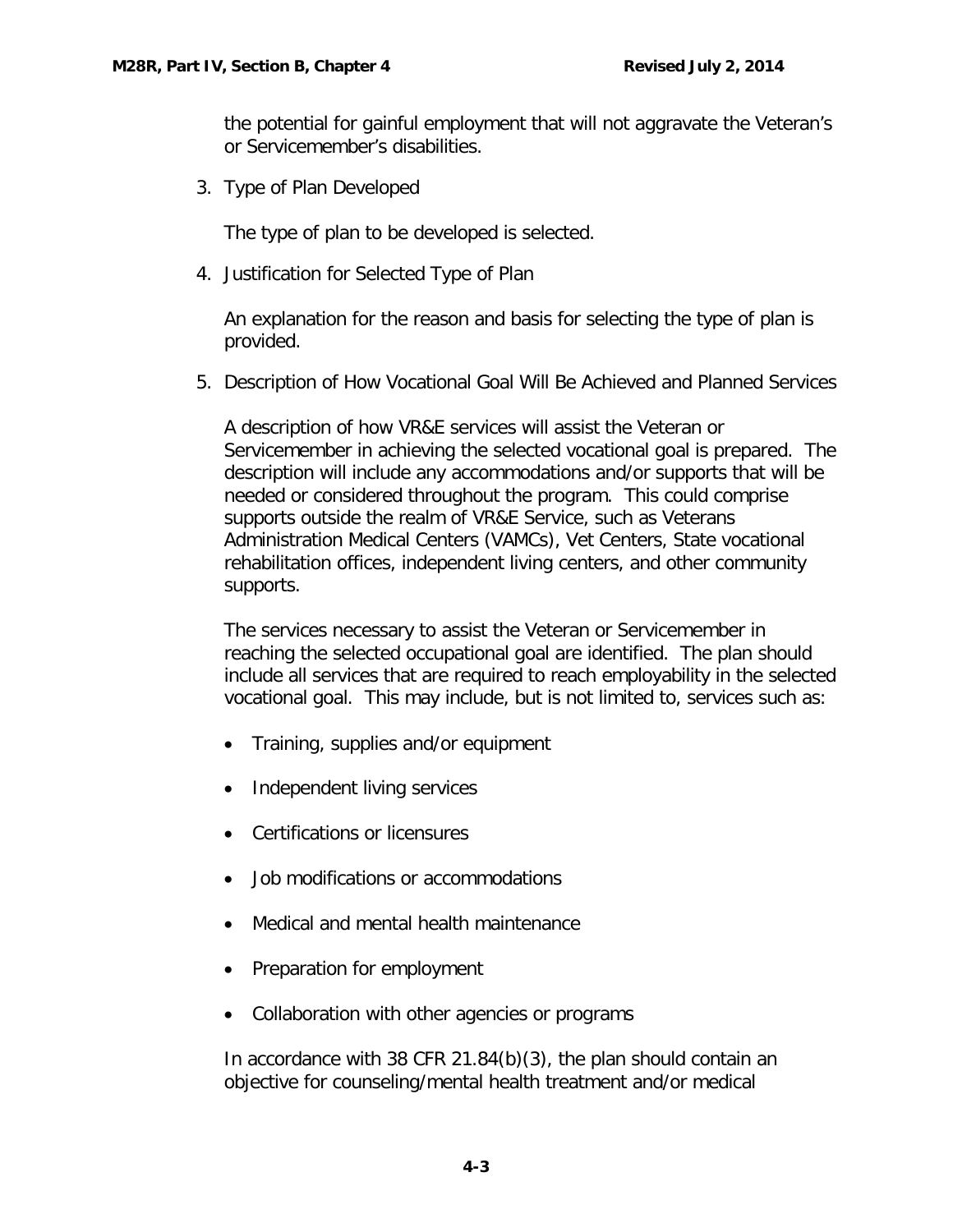the potential for gainful employment that will not aggravate the Veteran's or Servicemember's disabilities.

3. Type of Plan Developed

   The type of plan to be developed is selected.

4. Justification for Selected Type of Plan

   An explanation for the reason and basis for selecting the type of plan is provided.

5. Description of How Vocational Goal Will Be Achieved and Planned Services

   A description of how VR&E services will assist the Veteran or Servicemember in achieving the selected vocational goal is prepared. The description will include any accommodations and/or supports that will be needed or considered throughout the program. This could comprise supports outside the realm of VR&E Service, such as Veterans Administration Medical Centers (VAMCs), Vet Centers, State vocational rehabilitation offices, independent living centers, and other community supports.

   The services necessary to assist the Veteran or Servicemember in reaching the selected occupational goal are identified. The plan should include all services that are required to reach employability in the selected vocational goal. This may include, but is not limited to, services such as:

   - Training, supplies and/or equipment
   - Independent living services
   - Certifications or licensures
   - Job modifications or accommodations
   - Medical and mental health maintenance
   - Preparation for employment
   - Collaboration with other agencies or programs

   In accordance with 38 CFR 21.84(b)(3), the plan should contain an objective for counseling/mental health treatment and/or medical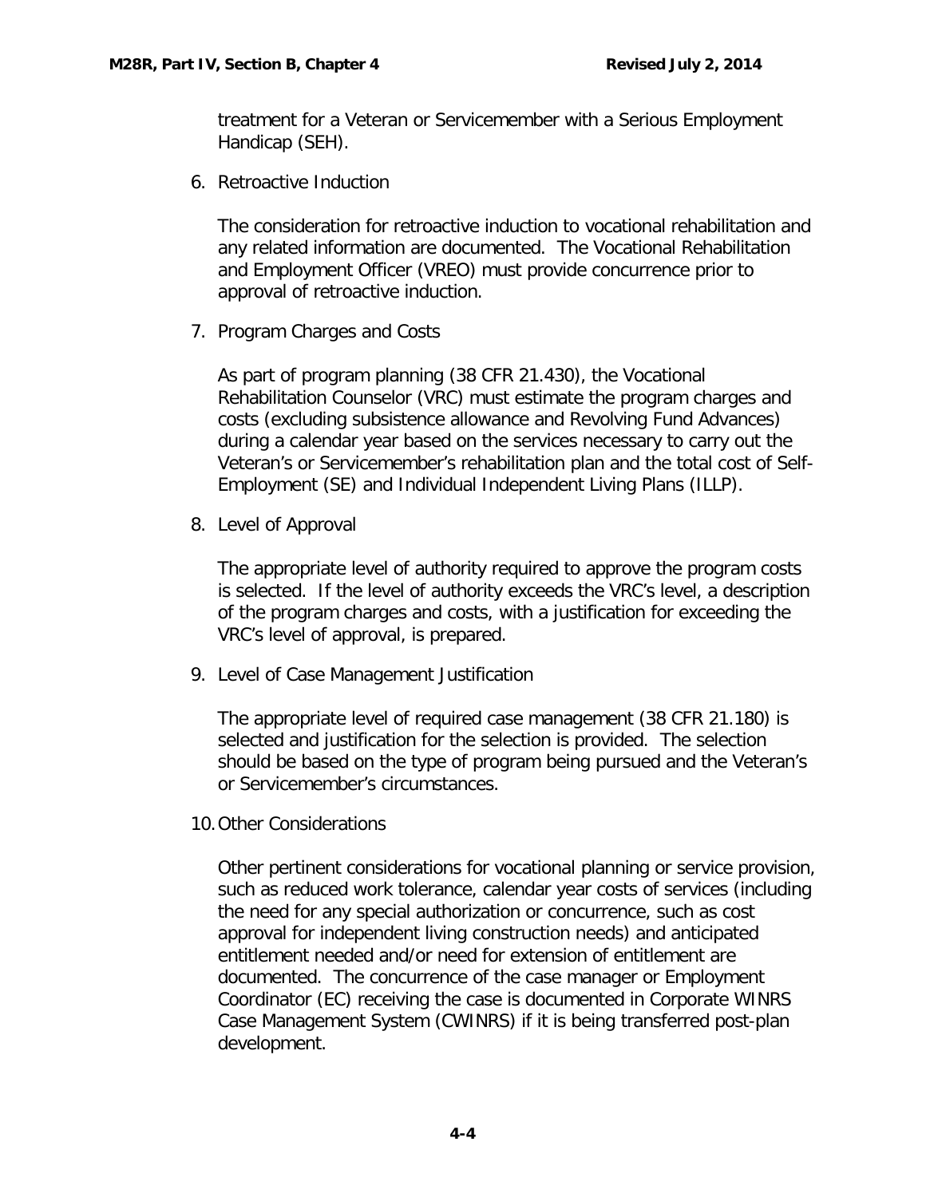treatment for a Veteran or Servicemember with a Serious Employment Handicap (SEH).

6. Retroactive Induction

   The consideration for retroactive induction to vocational rehabilitation and any related information are documented. The Vocational Rehabilitation and Employment Officer (VREO) must provide concurrence prior to approval of retroactive induction.

7. Program Charges and Costs

   As part of program planning (38 CFR 21.430), the Vocational Rehabilitation Counselor (VRC) must estimate the program charges and costs (excluding subsistence allowance and Revolving Fund Advances) during a calendar year based on the services necessary to carry out the Veteran's or Servicemember's rehabilitation plan and the total cost of Self-Employment (SE) and Individual Independent Living Plans (ILLP).

8. Level of Approval

   The appropriate level of authority required to approve the program costs is selected. If the level of authority exceeds the VRC's level, a description of the program charges and costs, with a justification for exceeding the VRC's level of approval, is prepared.

9. Level of Case Management Justification

   The appropriate level of required case management (38 CFR 21.180) is selected and justification for the selection is provided. The selection should be based on the type of program being pursued and the Veteran's or Servicemember's circumstances.

10. Other Considerations

    Other pertinent considerations for vocational planning or service provision, such as reduced work tolerance, calendar year costs of services (including the need for any special authorization or concurrence, such as cost approval for independent living construction needs) and anticipated entitlement needed and/or need for extension of entitlement are documented. The concurrence of the case manager or Employment Coordinator (EC) receiving the case is documented in Corporate WINRS Case Management System (CWINRS) if it is being transferred post-plan development.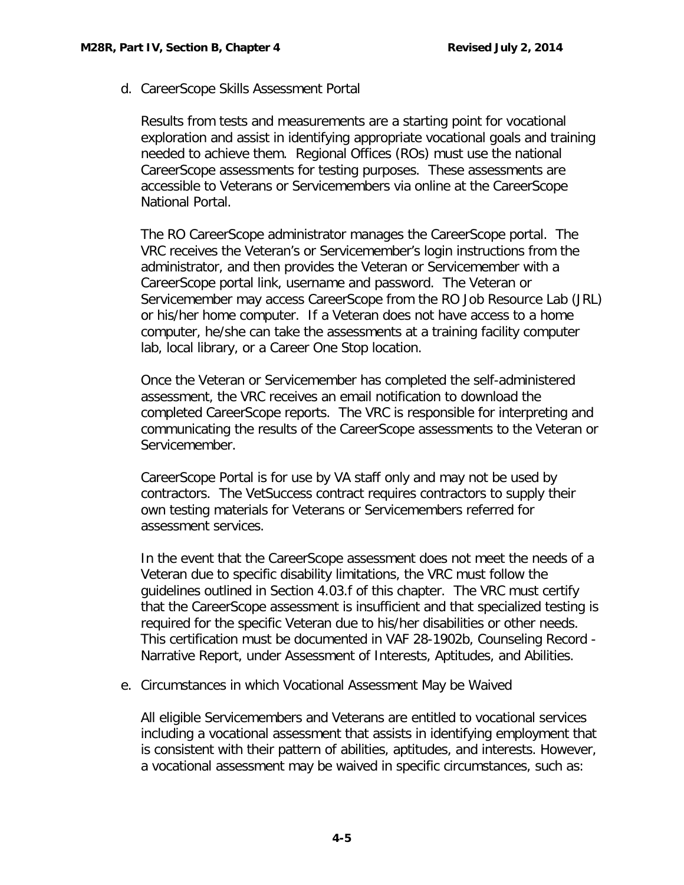d. CareerScope Skills Assessment Portal

Results from tests and measurements are a starting point for vocational exploration and assist in identifying appropriate vocational goals and training needed to achieve them. Regional Offices (ROs) must use the national CareerScope assessments for testing purposes. These assessments are accessible to Veterans or Servicemembers via online at the CareerScope National Portal.

The RO CareerScope administrator manages the CareerScope portal. The VRC receives the Veteran's or Servicemember's login instructions from the administrator, and then provides the Veteran or Servicemember with a CareerScope portal link, username and password. The Veteran or Servicemember may access CareerScope from the RO Job Resource Lab (JRL) or his/her home computer. If a Veteran does not have access to a home computer, he/she can take the assessments at a training facility computer lab, local library, or a Career One Stop location.

Once the Veteran or Servicemember has completed the self-administered assessment, the VRC receives an email notification to download the completed CareerScope reports. The VRC is responsible for interpreting and communicating the results of the CareerScope assessments to the Veteran or Servicemember.

CareerScope Portal is for use by VA staff only and may not be used by contractors. The VetSuccess contract requires contractors to supply their own testing materials for Veterans or Servicemembers referred for assessment services.

In the event that the CareerScope assessment does not meet the needs of a Veteran due to specific disability limitations, the VRC must follow the guidelines outlined in Section 4.03.f of this chapter. The VRC must certify that the CareerScope assessment is insufficient and that specialized testing is required for the specific Veteran due to his/her disabilities or other needs. This certification must be documented in VAF 28-1902b, Counseling Record - Narrative Report, under Assessment of Interests, Aptitudes, and Abilities.

e. Circumstances in which Vocational Assessment May be Waived

All eligible Servicemembers and Veterans are entitled to vocational services including a vocational assessment that assists in identifying employment that is consistent with their pattern of abilities, aptitudes, and interests. However, a vocational assessment may be waived in specific circumstances, such as: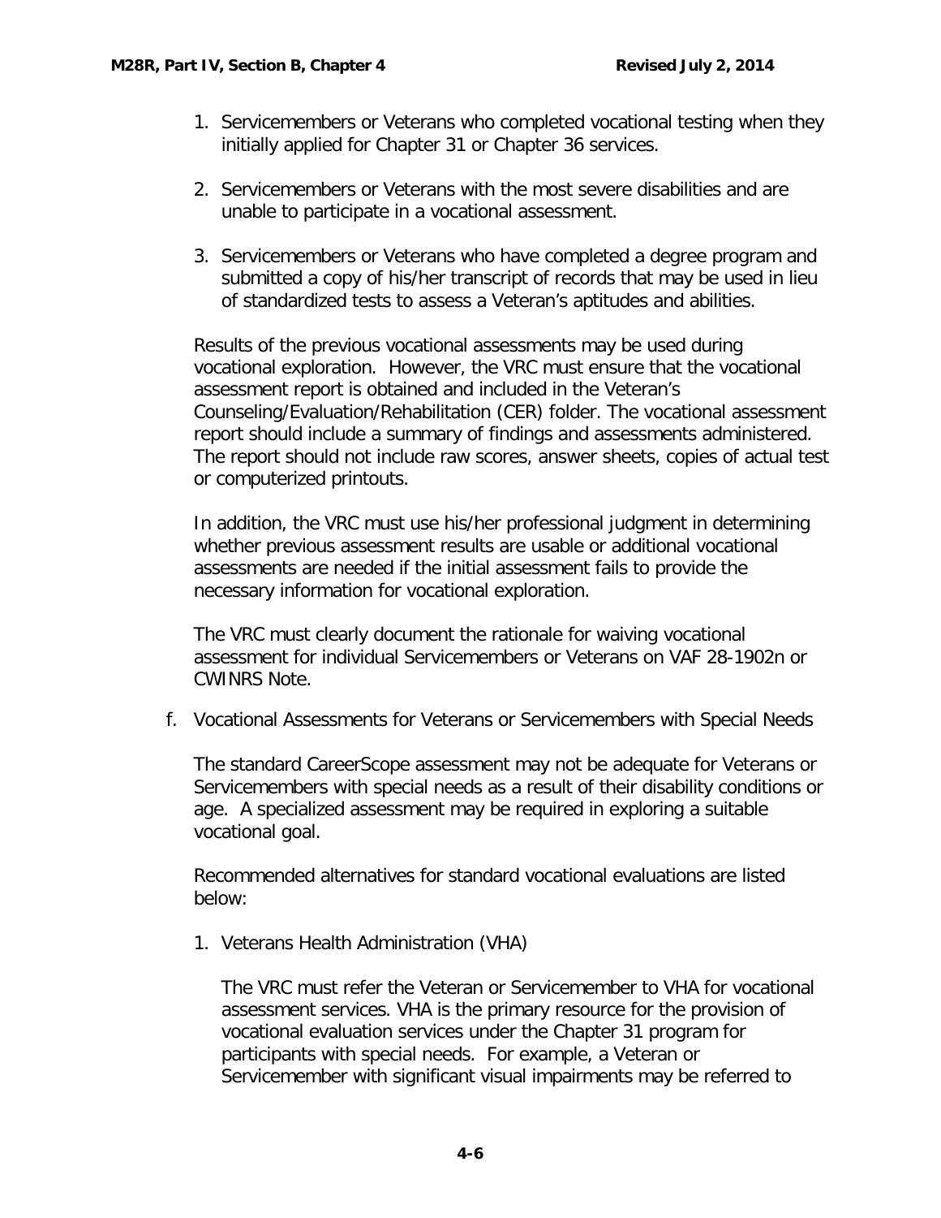1. Servicemembers or Veterans who completed vocational testing when they initially applied for Chapter 31 or Chapter 36 services.

2. Servicemembers or Veterans with the most severe disabilities and are unable to participate in a vocational assessment.

3. Servicemembers or Veterans who have completed a degree program and submitted a copy of his/her transcript of records that may be used in lieu of standardized tests to assess a Veteran's aptitudes and abilities.

Results of the previous vocational assessments may be used during vocational exploration. However, the VRC must ensure that the vocational assessment report is obtained and included in the Veteran's Counseling/Evaluation/Rehabilitation (CER) folder. The vocational assessment report should include a summary of findings and assessments administered. The report should not include raw scores, answer sheets, copies of actual test or computerized printouts.

In addition, the VRC must use his/her professional judgment in determining whether previous assessment results are usable or additional vocational assessments are needed if the initial assessment fails to provide the necessary information for vocational exploration.

The VRC must clearly document the rationale for waiving vocational assessment for individual Servicemembers or Veterans on VAF 28-1902n or CWINRS Note.

f. Vocational Assessments for Veterans or Servicemembers with Special Needs

The standard CareerScope assessment may not be adequate for Veterans or Servicemembers with special needs as a result of their disability conditions or age. A specialized assessment may be required in exploring a suitable vocational goal.

Recommended alternatives for standard vocational evaluations are listed below:

1. Veterans Health Administration (VHA)

   The VRC must refer the Veteran or Servicemember to VHA for vocational assessment services. VHA is the primary resource for the provision of vocational evaluation services under the Chapter 31 program for participants with special needs. For example, a Veteran or Servicemember with significant visual impairments may be referred to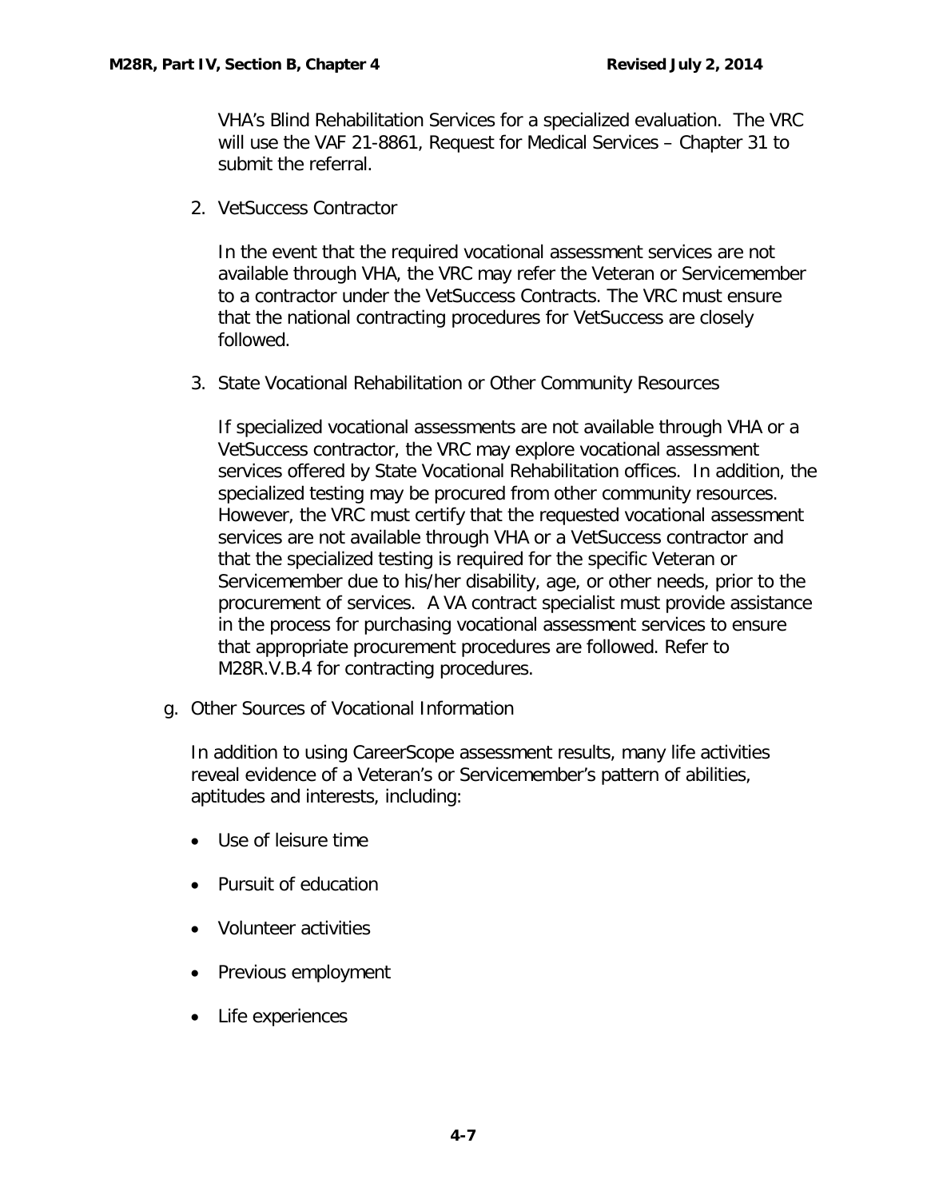VHA's Blind Rehabilitation Services for a specialized evaluation. The VRC will use the VAF 21-8861, Request for Medical Services – Chapter 31 to submit the referral.

2. VetSuccess Contractor

   In the event that the required vocational assessment services are not available through VHA, the VRC may refer the Veteran or Servicemember to a contractor under the VetSuccess Contracts. The VRC must ensure that the national contracting procedures for VetSuccess are closely followed.

3. State Vocational Rehabilitation or Other Community Resources

   If specialized vocational assessments are not available through VHA or a VetSuccess contractor, the VRC may explore vocational assessment services offered by State Vocational Rehabilitation offices. In addition, the specialized testing may be procured from other community resources. However, the VRC must certify that the requested vocational assessment services are not available through VHA or a VetSuccess contractor and that the specialized testing is required for the specific Veteran or Servicemember due to his/her disability, age, or other needs, prior to the procurement of services. A VA contract specialist must provide assistance in the process for purchasing vocational assessment services to ensure that appropriate procurement procedures are followed. Refer to M28R.V.B.4 for contracting procedures.

g. Other Sources of Vocational Information

   In addition to using CareerScope assessment results, many life activities reveal evidence of a Veteran's or Servicemember's pattern of abilities, aptitudes and interests, including:

   - Use of leisure time
   - Pursuit of education
   - Volunteer activities
   - Previous employment
   - Life experiences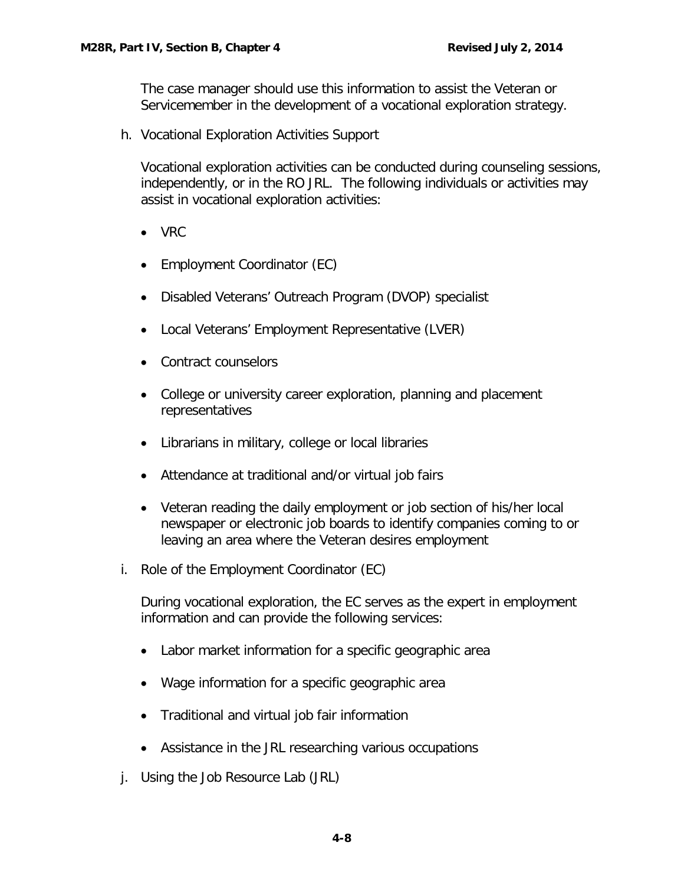The case manager should use this information to assist the Veteran or Servicemember in the development of a vocational exploration strategy.

h. Vocational Exploration Activities Support

Vocational exploration activities can be conducted during counseling sessions, independently, or in the RO JRL. The following individuals or activities may assist in vocational exploration activities:

- VRC
- Employment Coordinator (EC)
- Disabled Veterans' Outreach Program (DVOP) specialist
- Local Veterans' Employment Representative (LVER)
- Contract counselors
- College or university career exploration, planning and placement representatives
- Librarians in military, college or local libraries
- Attendance at traditional and/or virtual job fairs
- Veteran reading the daily employment or job section of his/her local newspaper or electronic job boards to identify companies coming to or leaving an area where the Veteran desires employment

i. Role of the Employment Coordinator (EC)

During vocational exploration, the EC serves as the expert in employment information and can provide the following services:

- Labor market information for a specific geographic area
- Wage information for a specific geographic area
- Traditional and virtual job fair information
- Assistance in the JRL researching various occupations

j. Using the Job Resource Lab (JRL)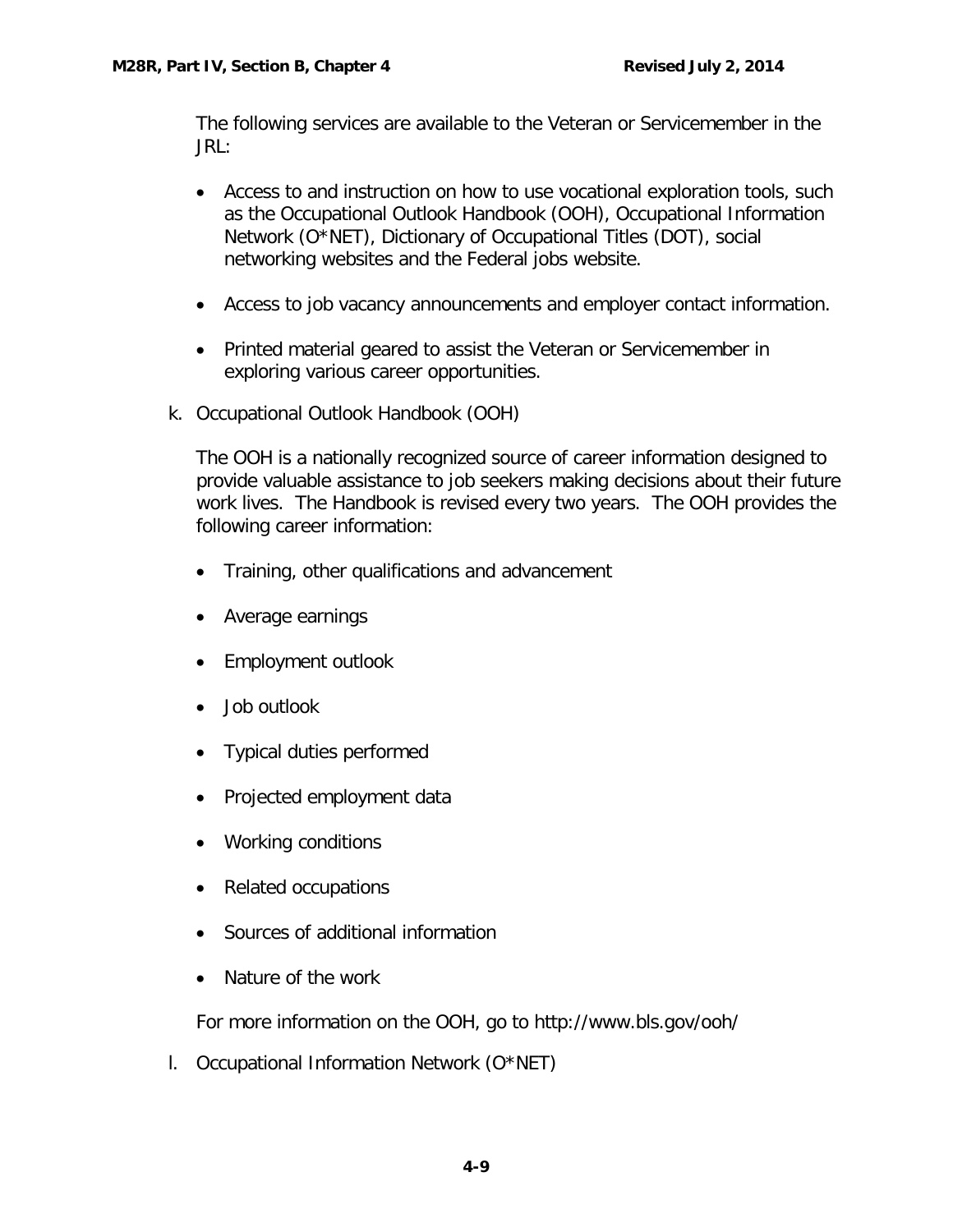The following services are available to the Veteran or Servicemember in the JRL:

- Access to and instruction on how to use vocational exploration tools, such as the Occupational Outlook Handbook (OOH), Occupational Information Network (O*NET), Dictionary of Occupational Titles (DOT), social networking websites and the Federal jobs website.

- Access to job vacancy announcements and employer contact information.

- Printed material geared to assist the Veteran or Servicemember in exploring various career opportunities.

k. Occupational Outlook Handbook (OOH)

The OOH is a nationally recognized source of career information designed to provide valuable assistance to job seekers making decisions about their future work lives. The Handbook is revised every two years. The OOH provides the following career information:

- Training, other qualifications and advancement
- Average earnings
- Employment outlook
- Job outlook
- Typical duties performed
- Projected employment data
- Working conditions
- Related occupations
- Sources of additional information
- Nature of the work

For more information on the OOH, go to http://www.bls.gov/ooh/

l. Occupational Information Network (O*NET)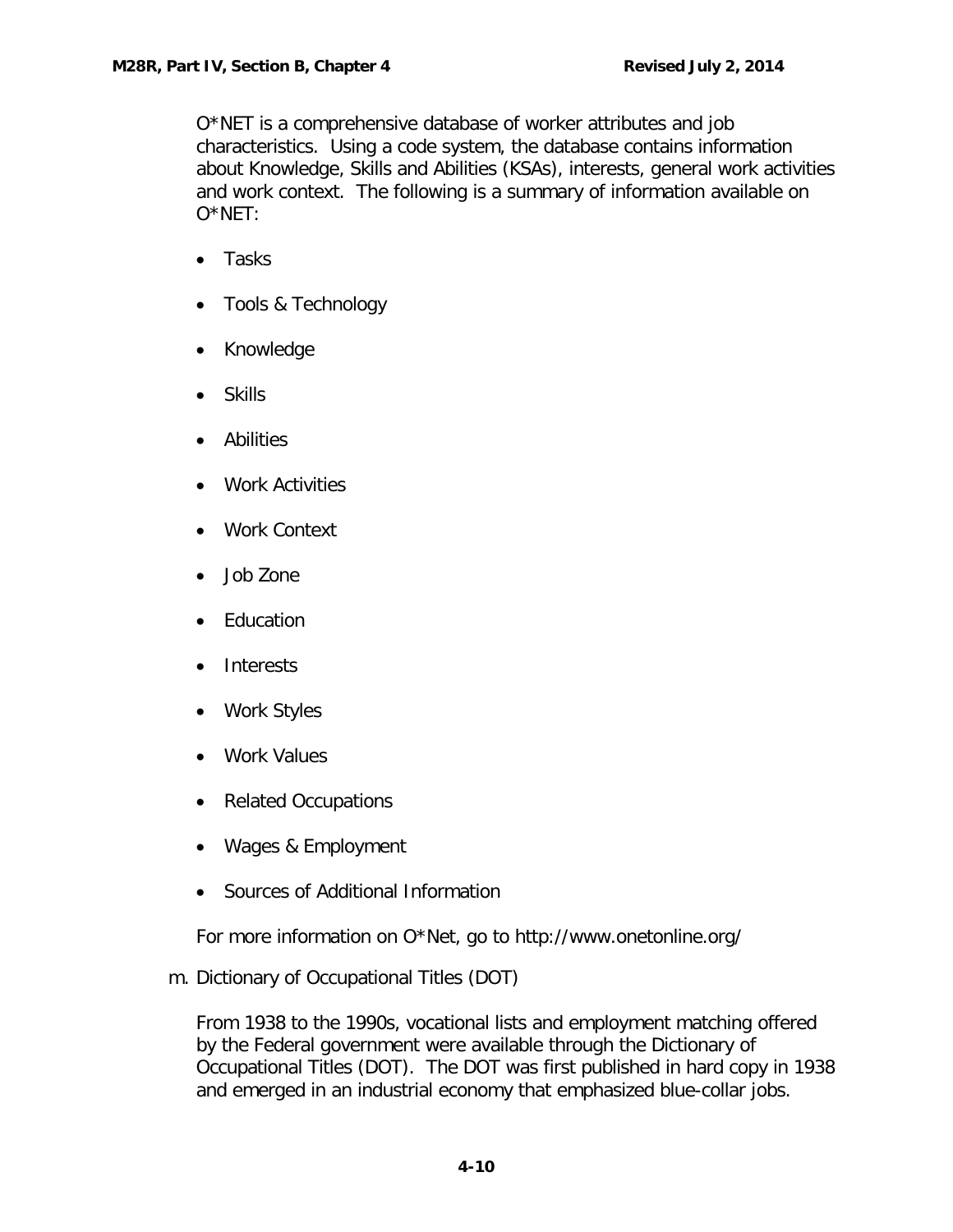O*NET is a comprehensive database of worker attributes and job characteristics. Using a code system, the database contains information about Knowledge, Skills and Abilities (KSAs), interests, general work activities and work context. The following is a summary of information available on O*NET:

- Tasks
- Tools & Technology
- Knowledge
- Skills
- Abilities
- Work Activities
- Work Context
- Job Zone
- Education
- Interests
- Work Styles
- Work Values
- Related Occupations
- Wages & Employment
- Sources of Additional Information

For more information on O*Net, go to http://www.onetonline.org/

m. Dictionary of Occupational Titles (DOT)

From 1938 to the 1990s, vocational lists and employment matching offered by the Federal government were available through the Dictionary of Occupational Titles (DOT). The DOT was first published in hard copy in 1938 and emerged in an industrial economy that emphasized blue-collar jobs.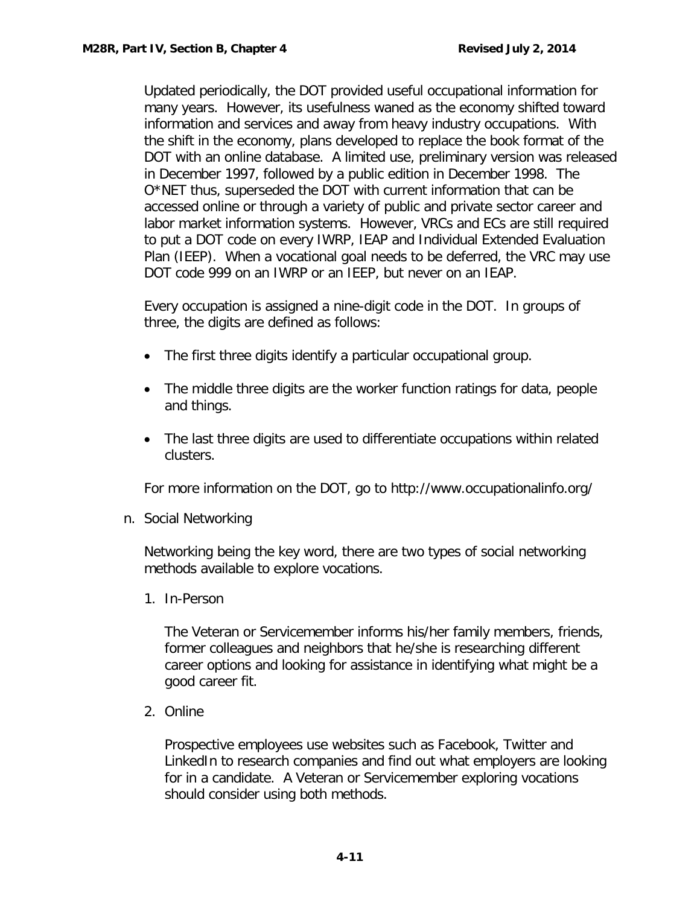Updated periodically, the DOT provided useful occupational information for many years. However, its usefulness waned as the economy shifted toward information and services and away from heavy industry occupations. With the shift in the economy, plans developed to replace the book format of the DOT with an online database. A limited use, preliminary version was released in December 1997, followed by a public edition in December 1998. The O*NET thus, superseded the DOT with current information that can be accessed online or through a variety of public and private sector career and labor market information systems. However, VRCs and ECs are still required to put a DOT code on every IWRP, IEAP and Individual Extended Evaluation Plan (IEEP). When a vocational goal needs to be deferred, the VRC may use DOT code 999 on an IWRP or an IEEP, but never on an IEAP.

Every occupation is assigned a nine-digit code in the DOT. In groups of three, the digits are defined as follows:

- The first three digits identify a particular occupational group.
- The middle three digits are the worker function ratings for data, people and things.
- The last three digits are used to differentiate occupations within related clusters.

For more information on the DOT, go to http://www.occupationalinfo.org/

n. Social Networking

Networking being the key word, there are two types of social networking methods available to explore vocations.

1. In-Person

   The Veteran or Servicemember informs his/her family members, friends, former colleagues and neighbors that he/she is researching different career options and looking for assistance in identifying what might be a good career fit.

2. Online

   Prospective employees use websites such as Facebook, Twitter and LinkedIn to research companies and find out what employers are looking for in a candidate. A Veteran or Servicemember exploring vocations should consider using both methods.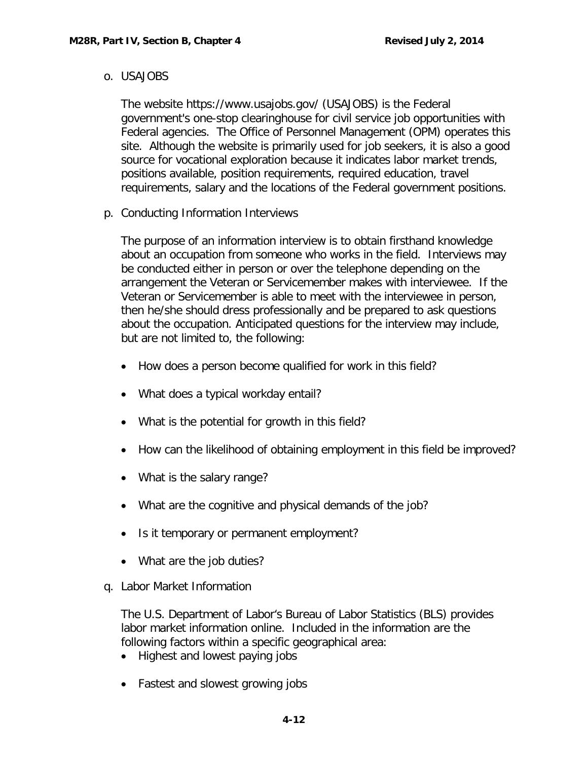o. USAJOBS

The website https://www.usajobs.gov/ (USAJOBS) is the Federal government's one-stop clearinghouse for civil service job opportunities with Federal agencies. The Office of Personnel Management (OPM) operates this site. Although the website is primarily used for job seekers, it is also a good source for vocational exploration because it indicates labor market trends, positions available, position requirements, required education, travel requirements, salary and the locations of the Federal government positions.

p. Conducting Information Interviews

The purpose of an information interview is to obtain firsthand knowledge about an occupation from someone who works in the field. Interviews may be conducted either in person or over the telephone depending on the arrangement the Veteran or Servicemember makes with interviewee. If the Veteran or Servicemember is able to meet with the interviewee in person, then he/she should dress professionally and be prepared to ask questions about the occupation. Anticipated questions for the interview may include, but are not limited to, the following:

- How does a person become qualified for work in this field?
- What does a typical workday entail?
- What is the potential for growth in this field?
- How can the likelihood of obtaining employment in this field be improved?
- What is the salary range?
- What are the cognitive and physical demands of the job?
- Is it temporary or permanent employment?
- What are the job duties?

q. Labor Market Information

The U.S. Department of Labor's Bureau of Labor Statistics (BLS) provides labor market information online. Included in the information are the following factors within a specific geographical area:

- Highest and lowest paying jobs
- Fastest and slowest growing jobs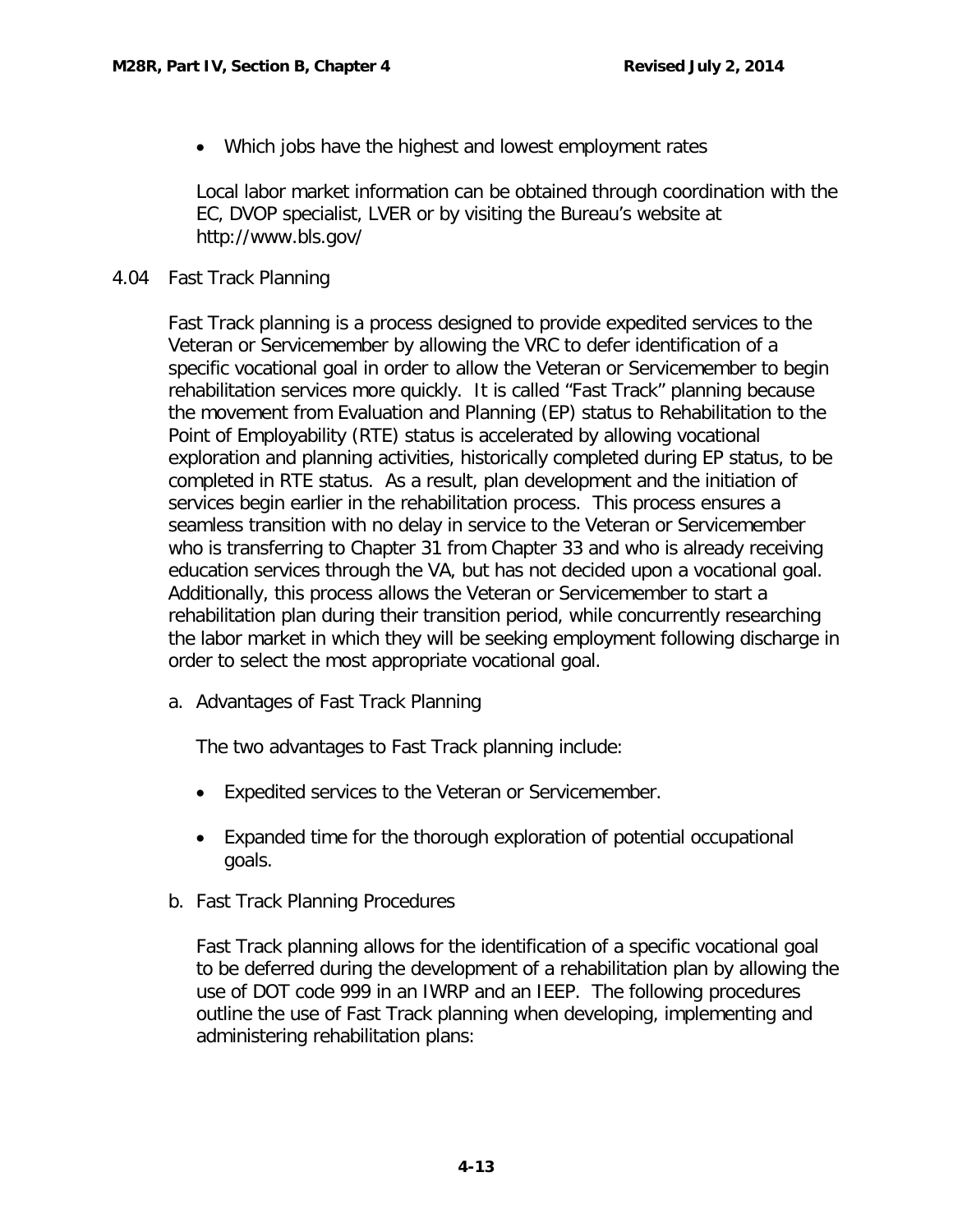- Which jobs have the highest and lowest employment rates

Local labor market information can be obtained through coordination with the EC, DVOP specialist, LVER or by visiting the Bureau's website at http://www.bls.gov/

## 4.04 Fast Track Planning

Fast Track planning is a process designed to provide expedited services to the Veteran or Servicemember by allowing the VRC to defer identification of a specific vocational goal in order to allow the Veteran or Servicemember to begin rehabilitation services more quickly. It is called "Fast Track" planning because the movement from Evaluation and Planning (EP) status to Rehabilitation to the Point of Employability (RTE) status is accelerated by allowing vocational exploration and planning activities, historically completed during EP status, to be completed in RTE status. As a result, plan development and the initiation of services begin earlier in the rehabilitation process. This process ensures a seamless transition with no delay in service to the Veteran or Servicemember who is transferring to Chapter 31 from Chapter 33 and who is already receiving education services through the VA, but has not decided upon a vocational goal. Additionally, this process allows the Veteran or Servicemember to start a rehabilitation plan during their transition period, while concurrently researching the labor market in which they will be seeking employment following discharge in order to select the most appropriate vocational goal.

### a. Advantages of Fast Track Planning

The two advantages to Fast Track planning include:

- Expedited services to the Veteran or Servicemember.
- Expanded time for the thorough exploration of potential occupational goals.

### b. Fast Track Planning Procedures

Fast Track planning allows for the identification of a specific vocational goal to be deferred during the development of a rehabilitation plan by allowing the use of DOT code 999 in an IWRP and an IEEP. The following procedures outline the use of Fast Track planning when developing, implementing and administering rehabilitation plans: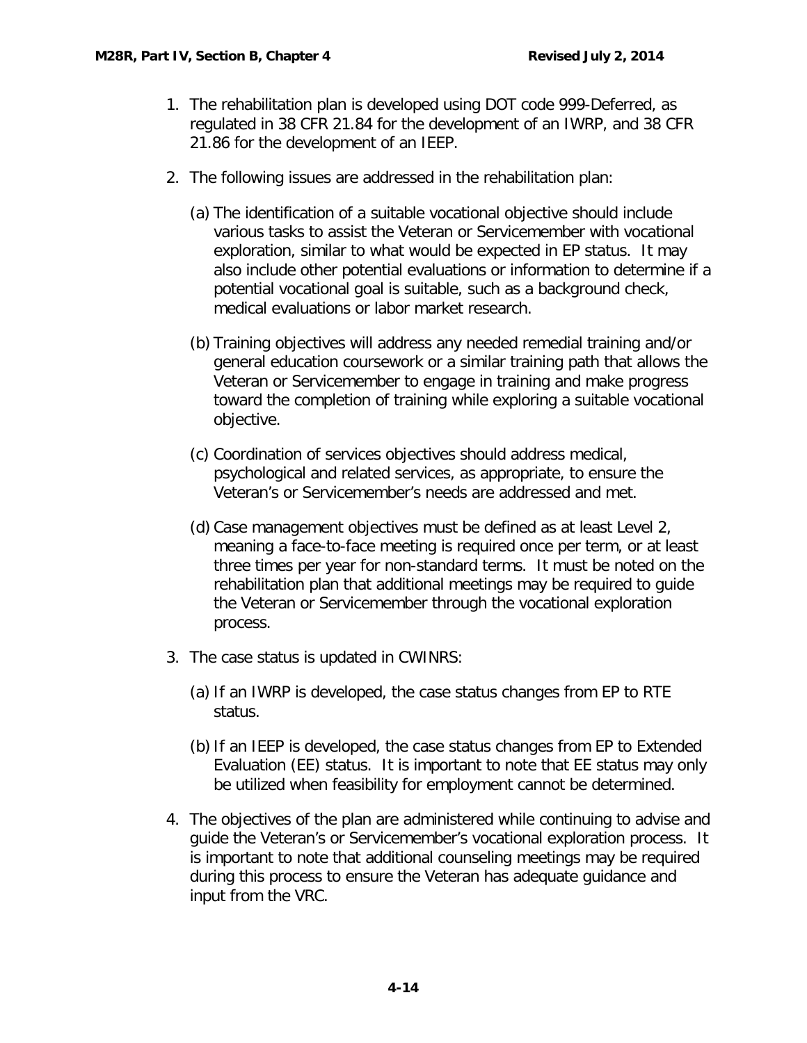1. The rehabilitation plan is developed using DOT code 999-Deferred, as regulated in 38 CFR 21.84 for the development of an IWRP, and 38 CFR 21.86 for the development of an IEEP.

2. The following issues are addressed in the rehabilitation plan:

   (a) The identification of a suitable vocational objective should include various tasks to assist the Veteran or Servicemember with vocational exploration, similar to what would be expected in EP status. It may also include other potential evaluations or information to determine if a potential vocational goal is suitable, such as a background check, medical evaluations or labor market research.

   (b) Training objectives will address any needed remedial training and/or general education coursework or a similar training path that allows the Veteran or Servicemember to engage in training and make progress toward the completion of training while exploring a suitable vocational objective.

   (c) Coordination of services objectives should address medical, psychological and related services, as appropriate, to ensure the Veteran's or Servicemember's needs are addressed and met.

   (d) Case management objectives must be defined as at least Level 2, meaning a face-to-face meeting is required once per term, or at least three times per year for non-standard terms. It must be noted on the rehabilitation plan that additional meetings may be required to guide the Veteran or Servicemember through the vocational exploration process.

3. The case status is updated in CWINRS:

   (a) If an IWRP is developed, the case status changes from EP to RTE status.

   (b) If an IEEP is developed, the case status changes from EP to Extended Evaluation (EE) status. It is important to note that EE status may only be utilized when feasibility for employment cannot be determined.

4. The objectives of the plan are administered while continuing to advise and guide the Veteran's or Servicemember's vocational exploration process. It is important to note that additional counseling meetings may be required during this process to ensure the Veteran has adequate guidance and input from the VRC.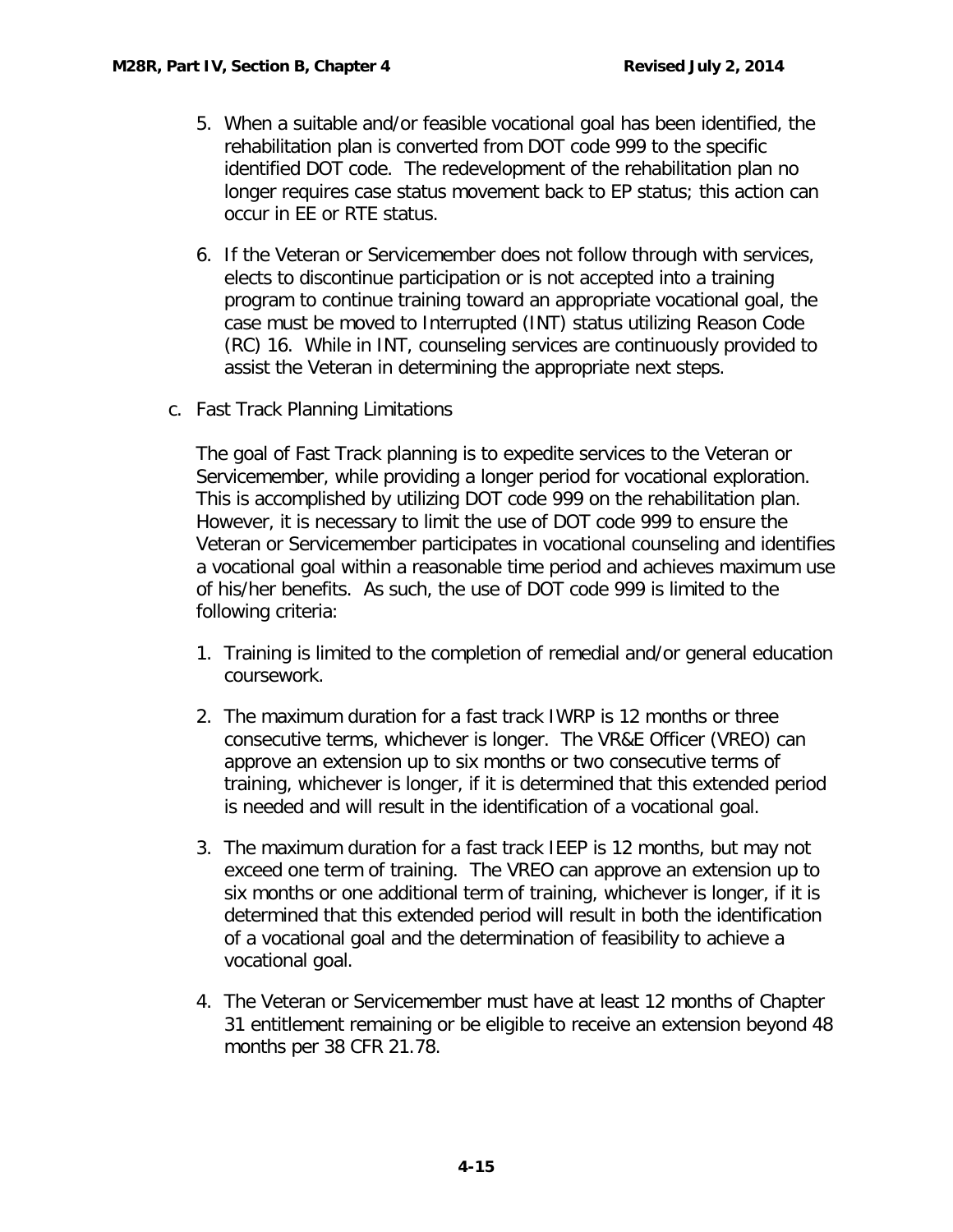5. When a suitable and/or feasible vocational goal has been identified, the rehabilitation plan is converted from DOT code 999 to the specific identified DOT code. The redevelopment of the rehabilitation plan no longer requires case status movement back to EP status; this action can occur in EE or RTE status.

6. If the Veteran or Servicemember does not follow through with services, elects to discontinue participation or is not accepted into a training program to continue training toward an appropriate vocational goal, the case must be moved to Interrupted (INT) status utilizing Reason Code (RC) 16. While in INT, counseling services are continuously provided to assist the Veteran in determining the appropriate next steps.

c. Fast Track Planning Limitations

The goal of Fast Track planning is to expedite services to the Veteran or Servicemember, while providing a longer period for vocational exploration. This is accomplished by utilizing DOT code 999 on the rehabilitation plan. However, it is necessary to limit the use of DOT code 999 to ensure the Veteran or Servicemember participates in vocational counseling and identifies a vocational goal within a reasonable time period and achieves maximum use of his/her benefits. As such, the use of DOT code 999 is limited to the following criteria:

1. Training is limited to the completion of remedial and/or general education coursework.

2. The maximum duration for a fast track IWRP is 12 months or three consecutive terms, whichever is longer. The VR&E Officer (VREO) can approve an extension up to six months or two consecutive terms of training, whichever is longer, if it is determined that this extended period is needed and will result in the identification of a vocational goal.

3. The maximum duration for a fast track IEEP is 12 months, but may not exceed one term of training. The VREO can approve an extension up to six months or one additional term of training, whichever is longer, if it is determined that this extended period will result in both the identification of a vocational goal and the determination of feasibility to achieve a vocational goal.

4. The Veteran or Servicemember must have at least 12 months of Chapter 31 entitlement remaining or be eligible to receive an extension beyond 48 months per 38 CFR 21.78.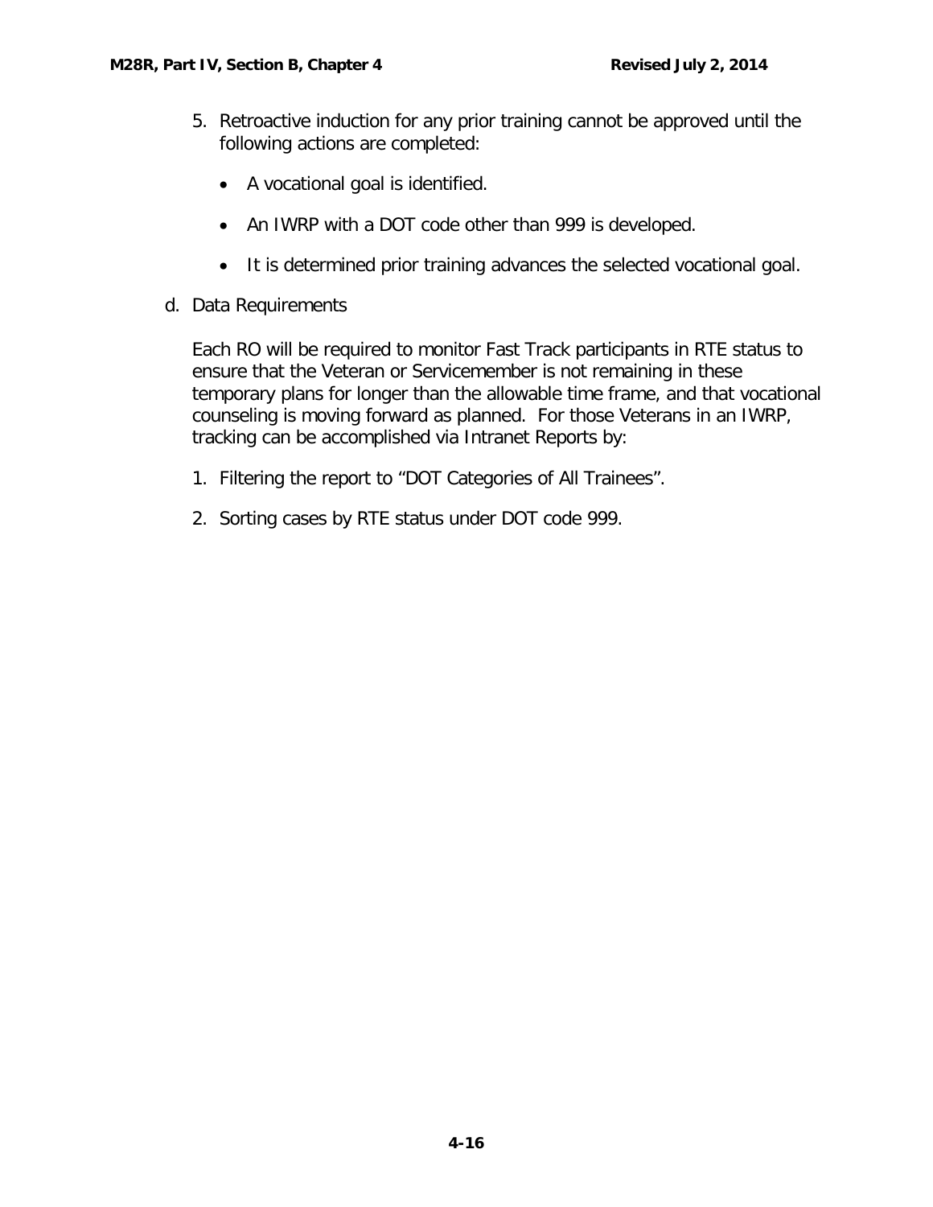5. Retroactive induction for any prior training cannot be approved until the following actions are completed:

   - A vocational goal is identified.
   - An IWRP with a DOT code other than 999 is developed.
   - It is determined prior training advances the selected vocational goal.

d. Data Requirements

Each RO will be required to monitor Fast Track participants in RTE status to ensure that the Veteran or Servicemember is not remaining in these temporary plans for longer than the allowable time frame, and that vocational counseling is moving forward as planned. For those Veterans in an IWRP, tracking can be accomplished via Intranet Reports by:

1. Filtering the report to "DOT Categories of All Trainees".
2. Sorting cases by RTE status under DOT code 999.